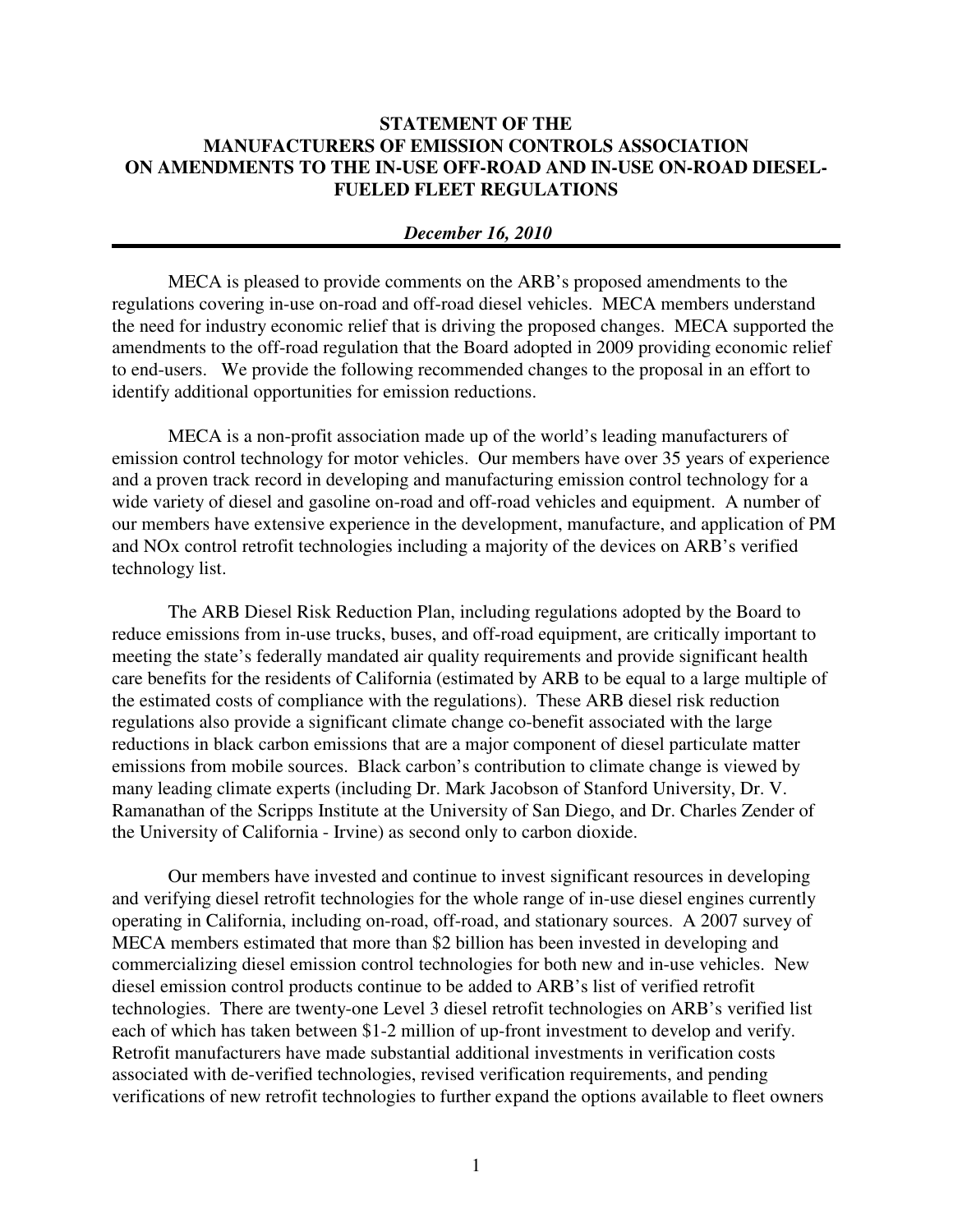**STATEMENT OF THE**
**MANUFACTURERS OF EMISSION CONTROLS ASSOCIATION**
**ON AMENDMENTS TO THE IN-USE OFF-ROAD AND IN-USE ON-ROAD DIESEL-FUELED FLEET REGULATIONS**

***December 16, 2010***

---

MECA is pleased to provide comments on the ARB's proposed amendments to the regulations covering in-use on-road and off-road diesel vehicles. MECA members understand the need for industry economic relief that is driving the proposed changes. MECA supported the amendments to the off-road regulation that the Board adopted in 2009 providing economic relief to end-users. We provide the following recommended changes to the proposal in an effort to identify additional opportunities for emission reductions.

MECA is a non-profit association made up of the world's leading manufacturers of emission control technology for motor vehicles. Our members have over 35 years of experience and a proven track record in developing and manufacturing emission control technology for a wide variety of diesel and gasoline on-road and off-road vehicles and equipment. A number of our members have extensive experience in the development, manufacture, and application of PM and NOx control retrofit technologies including a majority of the devices on ARB's verified technology list.

The ARB Diesel Risk Reduction Plan, including regulations adopted by the Board to reduce emissions from in-use trucks, buses, and off-road equipment, are critically important to meeting the state's federally mandated air quality requirements and provide significant health care benefits for the residents of California (estimated by ARB to be equal to a large multiple of the estimated costs of compliance with the regulations). These ARB diesel risk reduction regulations also provide a significant climate change co-benefit associated with the large reductions in black carbon emissions that are a major component of diesel particulate matter emissions from mobile sources. Black carbon's contribution to climate change is viewed by many leading climate experts (including Dr. Mark Jacobson of Stanford University, Dr. V. Ramanathan of the Scripps Institute at the University of San Diego, and Dr. Charles Zender of the University of California - Irvine) as second only to carbon dioxide.

Our members have invested and continue to invest significant resources in developing and verifying diesel retrofit technologies for the whole range of in-use diesel engines currently operating in California, including on-road, off-road, and stationary sources. A 2007 survey of MECA members estimated that more than $2 billion has been invested in developing and commercializing diesel emission control technologies for both new and in-use vehicles. New diesel emission control products continue to be added to ARB's list of verified retrofit technologies. There are twenty-one Level 3 diesel retrofit technologies on ARB's verified list each of which has taken between $1-2 million of up-front investment to develop and verify. Retrofit manufacturers have made substantial additional investments in verification costs associated with de-verified technologies, revised verification requirements, and pending verifications of new retrofit technologies to further expand the options available to fleet owners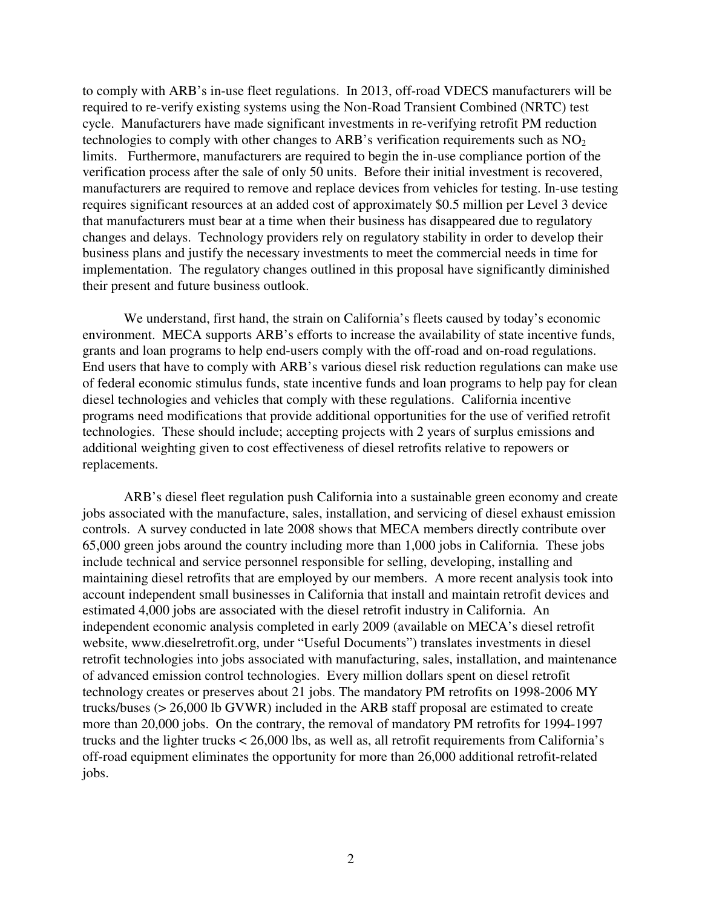to comply with ARB's in-use fleet regulations. In 2013, off-road VDECS manufacturers will be required to re-verify existing systems using the Non-Road Transient Combined (NRTC) test cycle. Manufacturers have made significant investments in re-verifying retrofit PM reduction technologies to comply with other changes to ARB's verification requirements such as $NO_2$ limits. Furthermore, manufacturers are required to begin the in-use compliance portion of the verification process after the sale of only 50 units. Before their initial investment is recovered, manufacturers are required to remove and replace devices from vehicles for testing. In-use testing requires significant resources at an added cost of approximately $0.5 million per Level 3 device that manufacturers must bear at a time when their business has disappeared due to regulatory changes and delays. Technology providers rely on regulatory stability in order to develop their business plans and justify the necessary investments to meet the commercial needs in time for implementation. The regulatory changes outlined in this proposal have significantly diminished their present and future business outlook.

We understand, first hand, the strain on California's fleets caused by today's economic environment. MECA supports ARB's efforts to increase the availability of state incentive funds, grants and loan programs to help end-users comply with the off-road and on-road regulations. End users that have to comply with ARB's various diesel risk reduction regulations can make use of federal economic stimulus funds, state incentive funds and loan programs to help pay for clean diesel technologies and vehicles that comply with these regulations. California incentive programs need modifications that provide additional opportunities for the use of verified retrofit technologies. These should include; accepting projects with 2 years of surplus emissions and additional weighting given to cost effectiveness of diesel retrofits relative to repowers or replacements.

ARB's diesel fleet regulation push California into a sustainable green economy and create jobs associated with the manufacture, sales, installation, and servicing of diesel exhaust emission controls. A survey conducted in late 2008 shows that MECA members directly contribute over 65,000 green jobs around the country including more than 1,000 jobs in California. These jobs include technical and service personnel responsible for selling, developing, installing and maintaining diesel retrofits that are employed by our members. A more recent analysis took into account independent small businesses in California that install and maintain retrofit devices and estimated 4,000 jobs are associated with the diesel retrofit industry in California. An independent economic analysis completed in early 2009 (available on MECA's diesel retrofit website, www.dieselretrofit.org, under "Useful Documents") translates investments in diesel retrofit technologies into jobs associated with manufacturing, sales, installation, and maintenance of advanced emission control technologies. Every million dollars spent on diesel retrofit technology creates or preserves about 21 jobs. The mandatory PM retrofits on 1998-2006 MY trucks/buses (> 26,000 lb GVWR) included in the ARB staff proposal are estimated to create more than 20,000 jobs. On the contrary, the removal of mandatory PM retrofits for 1994-1997 trucks and the lighter trucks < 26,000 lbs, as well as, all retrofit requirements from California's off-road equipment eliminates the opportunity for more than 26,000 additional retrofit-related jobs.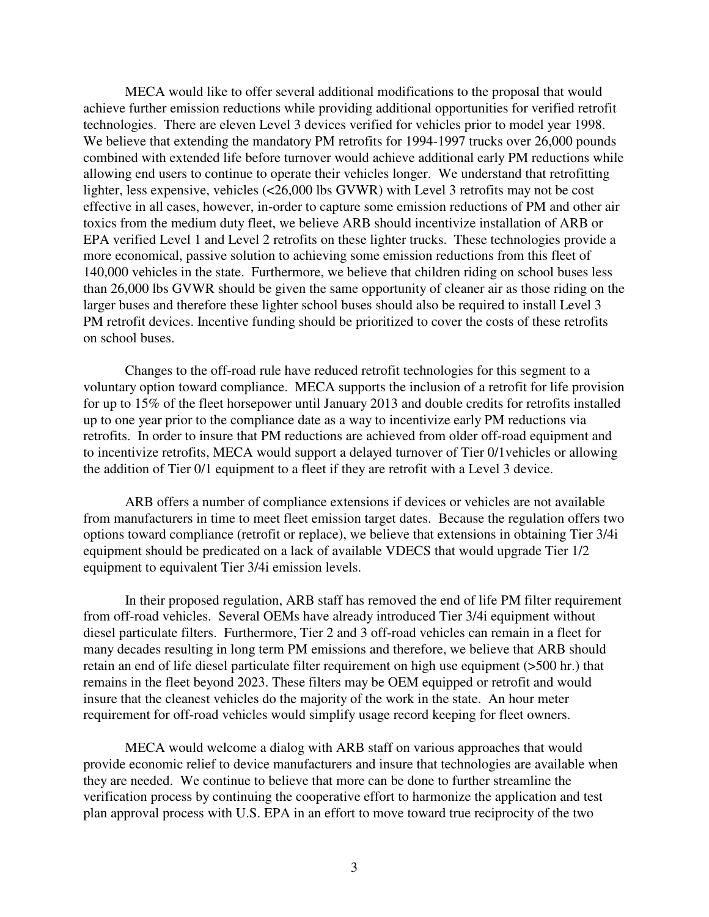MECA would like to offer several additional modifications to the proposal that would achieve further emission reductions while providing additional opportunities for verified retrofit technologies. There are eleven Level 3 devices verified for vehicles prior to model year 1998. We believe that extending the mandatory PM retrofits for 1994-1997 trucks over 26,000 pounds combined with extended life before turnover would achieve additional early PM reductions while allowing end users to continue to operate their vehicles longer. We understand that retrofitting lighter, less expensive, vehicles (<26,000 lbs GVWR) with Level 3 retrofits may not be cost effective in all cases, however, in-order to capture some emission reductions of PM and other air toxics from the medium duty fleet, we believe ARB should incentivize installation of ARB or EPA verified Level 1 and Level 2 retrofits on these lighter trucks. These technologies provide a more economical, passive solution to achieving some emission reductions from this fleet of 140,000 vehicles in the state. Furthermore, we believe that children riding on school buses less than 26,000 lbs GVWR should be given the same opportunity of cleaner air as those riding on the larger buses and therefore these lighter school buses should also be required to install Level 3 PM retrofit devices. Incentive funding should be prioritized to cover the costs of these retrofits on school buses.

Changes to the off-road rule have reduced retrofit technologies for this segment to a voluntary option toward compliance. MECA supports the inclusion of a retrofit for life provision for up to 15% of the fleet horsepower until January 2013 and double credits for retrofits installed up to one year prior to the compliance date as a way to incentivize early PM reductions via retrofits. In order to insure that PM reductions are achieved from older off-road equipment and to incentivize retrofits, MECA would support a delayed turnover of Tier 0/1vehicles or allowing the addition of Tier 0/1 equipment to a fleet if they are retrofit with a Level 3 device.

ARB offers a number of compliance extensions if devices or vehicles are not available from manufacturers in time to meet fleet emission target dates. Because the regulation offers two options toward compliance (retrofit or replace), we believe that extensions in obtaining Tier 3/4i equipment should be predicated on a lack of available VDECS that would upgrade Tier 1/2 equipment to equivalent Tier 3/4i emission levels.

In their proposed regulation, ARB staff has removed the end of life PM filter requirement from off-road vehicles. Several OEMs have already introduced Tier 3/4i equipment without diesel particulate filters. Furthermore, Tier 2 and 3 off-road vehicles can remain in a fleet for many decades resulting in long term PM emissions and therefore, we believe that ARB should retain an end of life diesel particulate filter requirement on high use equipment (>500 hr.) that remains in the fleet beyond 2023. These filters may be OEM equipped or retrofit and would insure that the cleanest vehicles do the majority of the work in the state. An hour meter requirement for off-road vehicles would simplify usage record keeping for fleet owners.

MECA would welcome a dialog with ARB staff on various approaches that would provide economic relief to device manufacturers and insure that technologies are available when they are needed. We continue to believe that more can be done to further streamline the verification process by continuing the cooperative effort to harmonize the application and test plan approval process with U.S. EPA in an effort to move toward true reciprocity of the two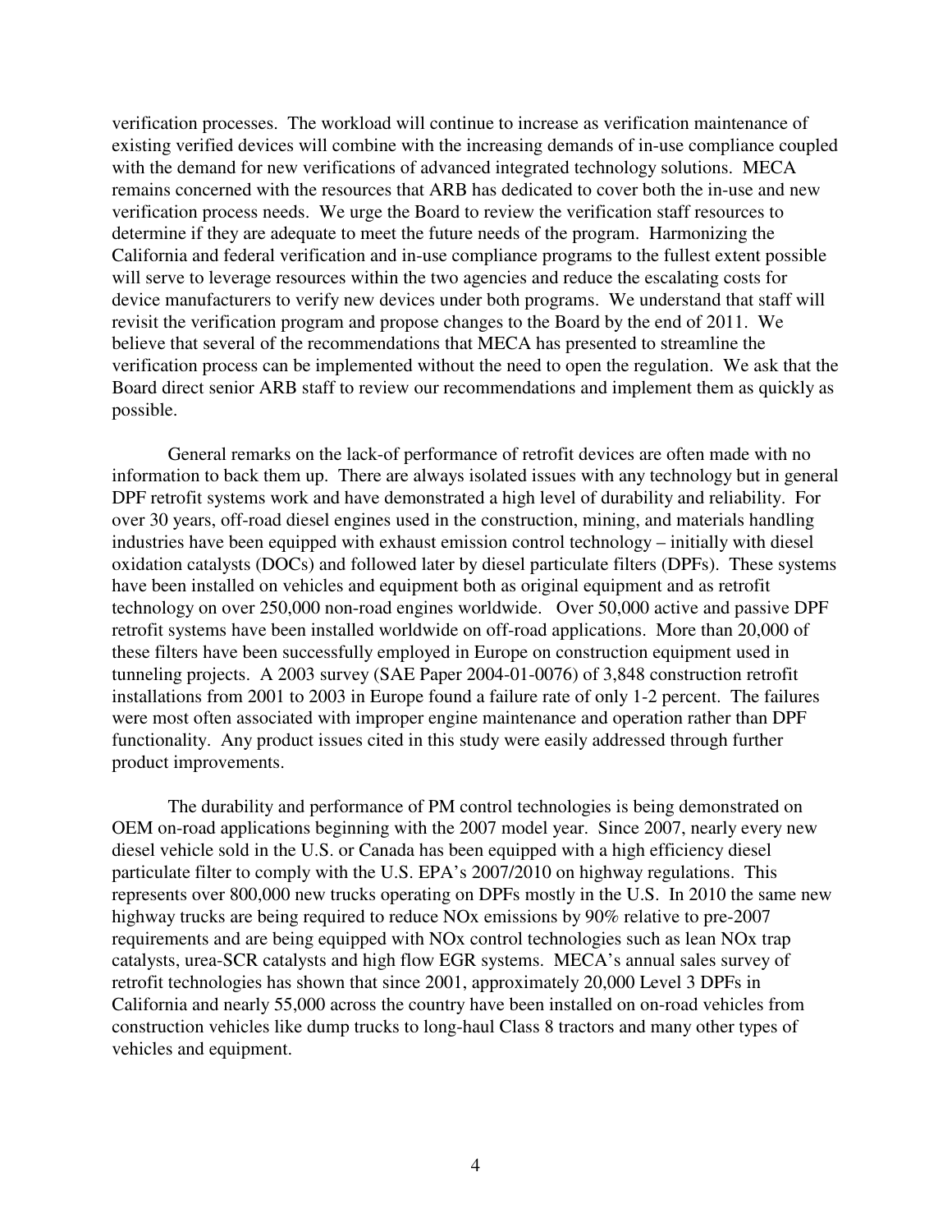verification processes. The workload will continue to increase as verification maintenance of existing verified devices will combine with the increasing demands of in-use compliance coupled with the demand for new verifications of advanced integrated technology solutions. MECA remains concerned with the resources that ARB has dedicated to cover both the in-use and new verification process needs. We urge the Board to review the verification staff resources to determine if they are adequate to meet the future needs of the program. Harmonizing the California and federal verification and in-use compliance programs to the fullest extent possible will serve to leverage resources within the two agencies and reduce the escalating costs for device manufacturers to verify new devices under both programs. We understand that staff will revisit the verification program and propose changes to the Board by the end of 2011. We believe that several of the recommendations that MECA has presented to streamline the verification process can be implemented without the need to open the regulation. We ask that the Board direct senior ARB staff to review our recommendations and implement them as quickly as possible.

General remarks on the lack-of performance of retrofit devices are often made with no information to back them up. There are always isolated issues with any technology but in general DPF retrofit systems work and have demonstrated a high level of durability and reliability. For over 30 years, off-road diesel engines used in the construction, mining, and materials handling industries have been equipped with exhaust emission control technology – initially with diesel oxidation catalysts (DOCs) and followed later by diesel particulate filters (DPFs). These systems have been installed on vehicles and equipment both as original equipment and as retrofit technology on over 250,000 non-road engines worldwide. Over 50,000 active and passive DPF retrofit systems have been installed worldwide on off-road applications. More than 20,000 of these filters have been successfully employed in Europe on construction equipment used in tunneling projects. A 2003 survey (SAE Paper 2004-01-0076) of 3,848 construction retrofit installations from 2001 to 2003 in Europe found a failure rate of only 1-2 percent. The failures were most often associated with improper engine maintenance and operation rather than DPF functionality. Any product issues cited in this study were easily addressed through further product improvements.

The durability and performance of PM control technologies is being demonstrated on OEM on-road applications beginning with the 2007 model year. Since 2007, nearly every new diesel vehicle sold in the U.S. or Canada has been equipped with a high efficiency diesel particulate filter to comply with the U.S. EPA's 2007/2010 on highway regulations. This represents over 800,000 new trucks operating on DPFs mostly in the U.S. In 2010 the same new highway trucks are being required to reduce NOx emissions by 90% relative to pre-2007 requirements and are being equipped with NOx control technologies such as lean NOx trap catalysts, urea-SCR catalysts and high flow EGR systems. MECA's annual sales survey of retrofit technologies has shown that since 2001, approximately 20,000 Level 3 DPFs in California and nearly 55,000 across the country have been installed on on-road vehicles from construction vehicles like dump trucks to long-haul Class 8 tractors and many other types of vehicles and equipment.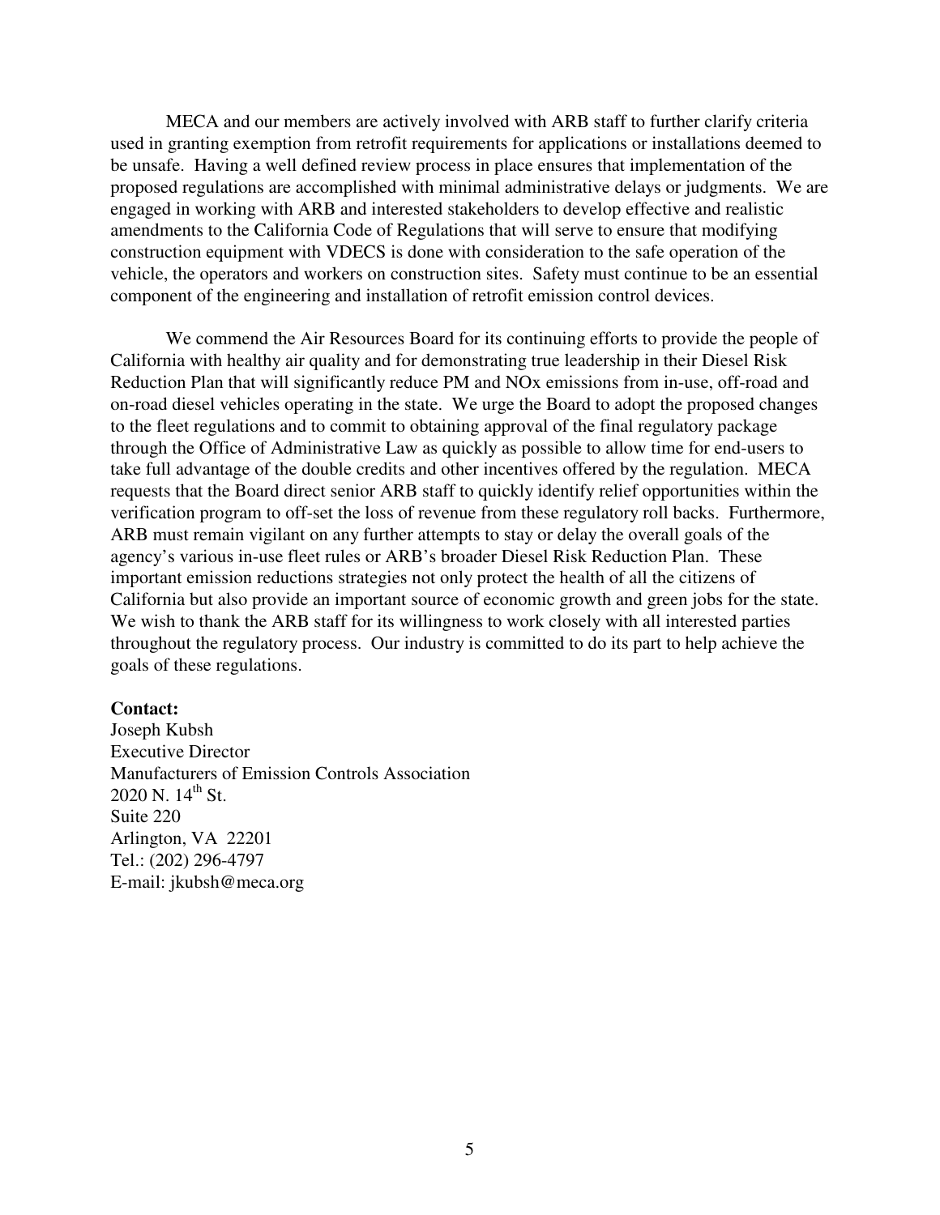MECA and our members are actively involved with ARB staff to further clarify criteria used in granting exemption from retrofit requirements for applications or installations deemed to be unsafe. Having a well defined review process in place ensures that implementation of the proposed regulations are accomplished with minimal administrative delays or judgments. We are engaged in working with ARB and interested stakeholders to develop effective and realistic amendments to the California Code of Regulations that will serve to ensure that modifying construction equipment with VDECS is done with consideration to the safe operation of the vehicle, the operators and workers on construction sites. Safety must continue to be an essential component of the engineering and installation of retrofit emission control devices.

We commend the Air Resources Board for its continuing efforts to provide the people of California with healthy air quality and for demonstrating true leadership in their Diesel Risk Reduction Plan that will significantly reduce PM and NOx emissions from in-use, off-road and on-road diesel vehicles operating in the state. We urge the Board to adopt the proposed changes to the fleet regulations and to commit to obtaining approval of the final regulatory package through the Office of Administrative Law as quickly as possible to allow time for end-users to take full advantage of the double credits and other incentives offered by the regulation. MECA requests that the Board direct senior ARB staff to quickly identify relief opportunities within the verification program to off-set the loss of revenue from these regulatory roll backs. Furthermore, ARB must remain vigilant on any further attempts to stay or delay the overall goals of the agency's various in-use fleet rules or ARB's broader Diesel Risk Reduction Plan. These important emission reductions strategies not only protect the health of all the citizens of California but also provide an important source of economic growth and green jobs for the state. We wish to thank the ARB staff for its willingness to work closely with all interested parties throughout the regulatory process. Our industry is committed to do its part to help achieve the goals of these regulations.

**Contact:**
Joseph Kubsh
Executive Director
Manufacturers of Emission Controls Association
2020 N. 14th St.
Suite 220
Arlington, VA 22201
Tel.: (202) 296-4797
E-mail: jkubsh@meca.org